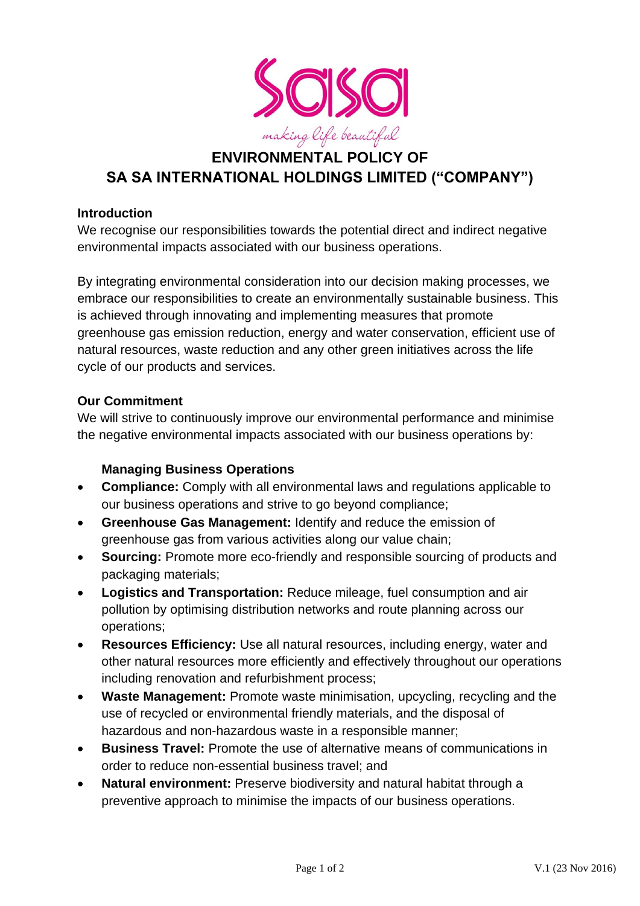# ENVIRONMENTAL POLICY OF SA SA INTERNATIONAL HOLDINGS LIMITED ("COMPANY")

## Introduction

We recognise our responsibilities towards the potential direct and indirect negative environmental impacts associated with our business operations.

By integrating environmental consideration into our decision making processes, we embrace our responsibilities to create an environmentally sustainable business. This is achieved through innovating and implementing measures that promote greenhouse gas emission reduction, energy and water conservation, efficient use of natural resources, waste reduction and any other green initiatives across the life cycle of our products and services.

## Our Commitment

We will strive to continuously improve our environmental performance and minimise the negative environmental impacts associated with our business operations by:

### Managing Business Operations

- **Compliance:** Comply with all environmental laws and regulations applicable to our business operations and strive to go beyond compliance;
- **Greenhouse Gas Management:** Identify and reduce the emission of greenhouse gas from various activities along our value chain;
- **Sourcing:** Promote more eco-friendly and responsible sourcing of products and packaging materials;
- **Logistics and Transportation:** Reduce mileage, fuel consumption and air pollution by optimising distribution networks and route planning across our operations;
- **Resources Efficiency:** Use all natural resources, including energy, water and other natural resources more efficiently and effectively throughout our operations including renovation and refurbishment process;
- **Waste Management:** Promote waste minimisation, upcycling, recycling and the use of recycled or environmental friendly materials, and the disposal of hazardous and non-hazardous waste in a responsible manner;
- **Business Travel:** Promote the use of alternative means of communications in order to reduce non-essential business travel; and
- **Natural environment:** Preserve biodiversity and natural habitat through a preventive approach to minimise the impacts of our business operations.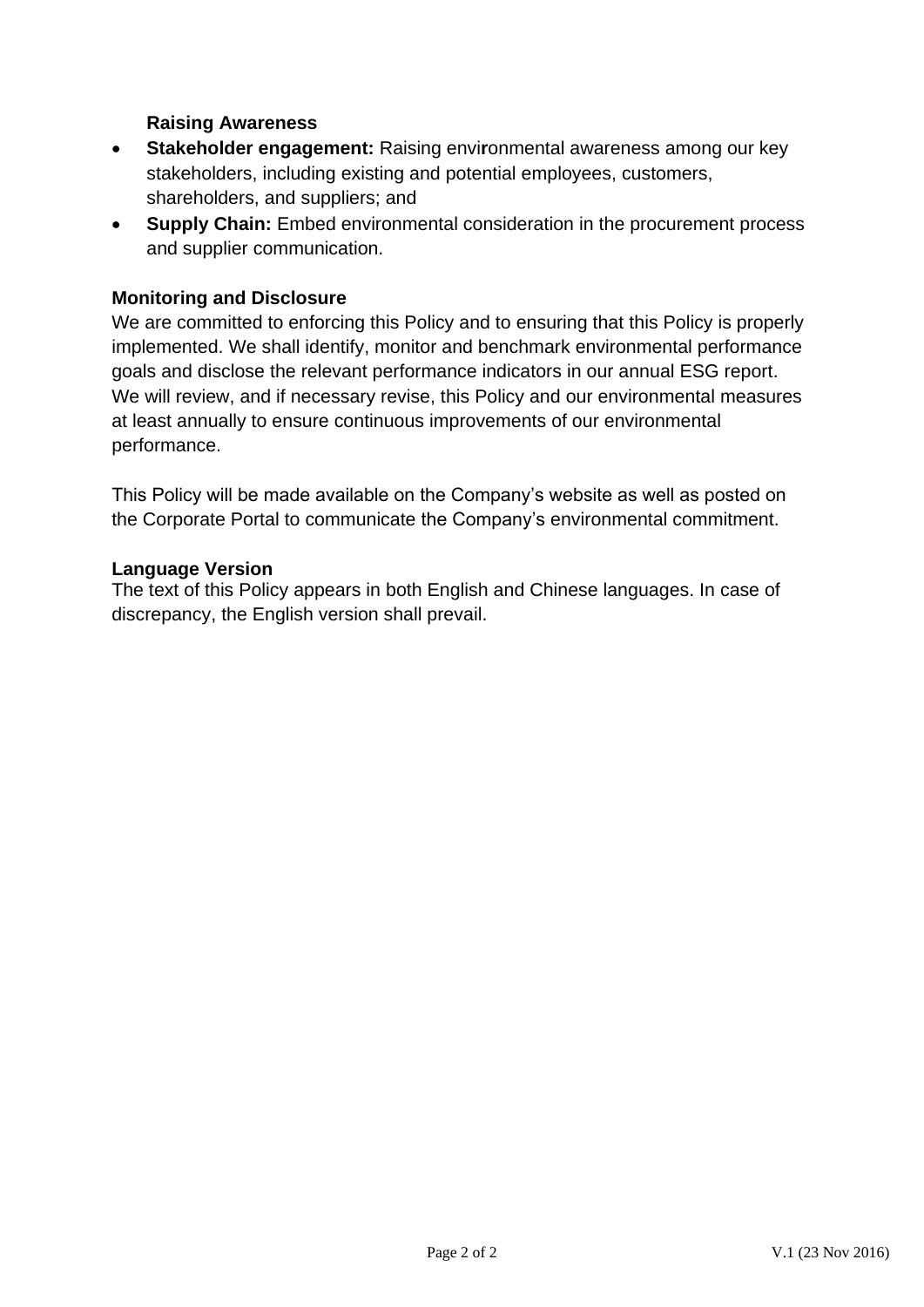**Raising Awareness**

- **Stakeholder engagement:** Raising environmental awareness among our key stakeholders, including existing and potential employees, customers, shareholders, and suppliers; and
- **Supply Chain:** Embed environmental consideration in the procurement process and supplier communication.

**Monitoring and Disclosure**

We are committed to enforcing this Policy and to ensuring that this Policy is properly implemented. We shall identify, monitor and benchmark environmental performance goals and disclose the relevant performance indicators in our annual ESG report. We will review, and if necessary revise, this Policy and our environmental measures at least annually to ensure continuous improvements of our environmental performance.

This Policy will be made available on the Company's website as well as posted on the Corporate Portal to communicate the Company's environmental commitment.

**Language Version**

The text of this Policy appears in both English and Chinese languages. In case of discrepancy, the English version shall prevail.